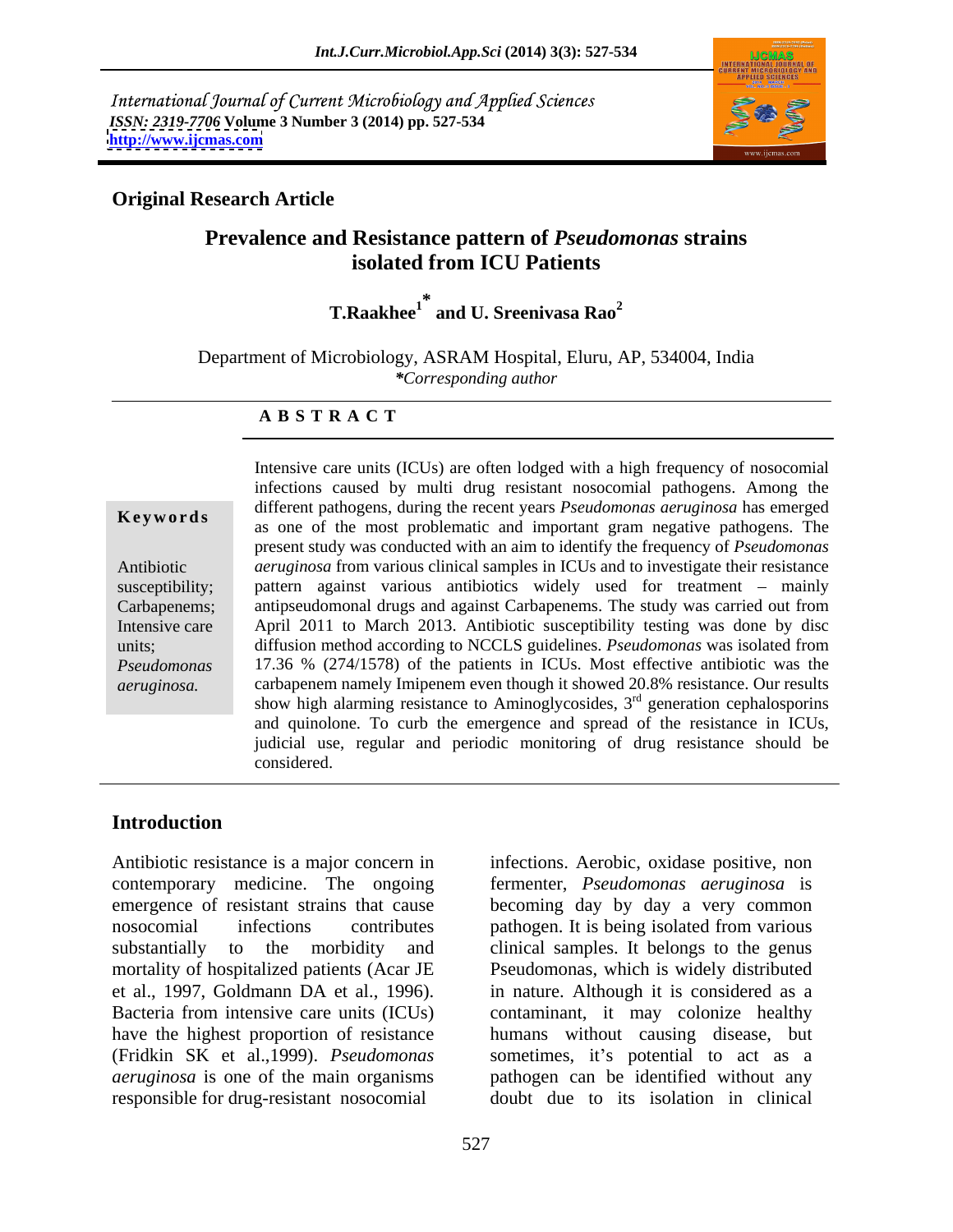International Journal of Current Microbiology and Applied Sciences
*ISSN: 2319-7706* **Volume 3 Number 3 (2014) pp. 527-534**
**http://www.ijcmas.com**

**Original Research Article**

# Prevalence and Resistance pattern of *Pseudomonas* strains isolated from ICU Patients

**T.Raakhee[1*] and U. Sreenivasa Rao[2]**

Department of Microbiology, ASRAM Hospital, Eluru, AP, 534004, India
*\*Corresponding author*

## A B S T R A C T

**Keywords**

Antibiotic susceptibility; Carbapenems; Intensive care units; *Pseudomonas aeruginosa.*

Intensive care units (ICUs) are often lodged with a high frequency of nosocomial infections caused by multi drug resistant nosocomial pathogens. Among the different pathogens, during the recent years *Pseudomonas aeruginosa* has emerged as one of the most problematic and important gram negative pathogens. The present study was conducted with an aim to identify the frequency of *Pseudomonas aeruginosa* from various clinical samples in ICUs and to investigate their resistance pattern against various antibiotics widely used for treatment – mainly antipseudomonal drugs and against Carbapenems. The study was carried out from April 2011 to March 2013. Antibiotic susceptibility testing was done by disc diffusion method according to NCCLS guidelines. *Pseudomonas* was isolated from 17.36 % (274/1578) of the patients in ICUs. Most effective antibiotic was the carbapenem namely Imipenem even though it showed 20.8% resistance. Our results show high alarming resistance to Aminoglycosides, 3rd generation cephalosporins and quinolone. To curb the emergence and spread of the resistance in ICUs, judicial use, regular and periodic monitoring of drug resistance should be considered.

## Introduction

Antibiotic resistance is a major concern in contemporary medicine. The ongoing emergence of resistant strains that cause nosocomial infections contributes substantially to the morbidity and mortality of hospitalized patients (Acar JE et al., 1997, Goldmann DA et al., 1996). Bacteria from intensive care units (ICUs) have the highest proportion of resistance (Fridkin SK et al.,1999). *Pseudomonas aeruginosa* is one of the main organisms responsible for drug-resistant nosocomial infections. Aerobic, oxidase positive, non fermenter, *Pseudomonas aeruginosa* is becoming day by day a very common pathogen. It is being isolated from various clinical samples. It belongs to the genus Pseudomonas, which is widely distributed in nature. Although it is considered as a contaminant, it may colonize healthy humans without causing disease, but sometimes, it's potential to act as a pathogen can be identified without any doubt due to its isolation in clinical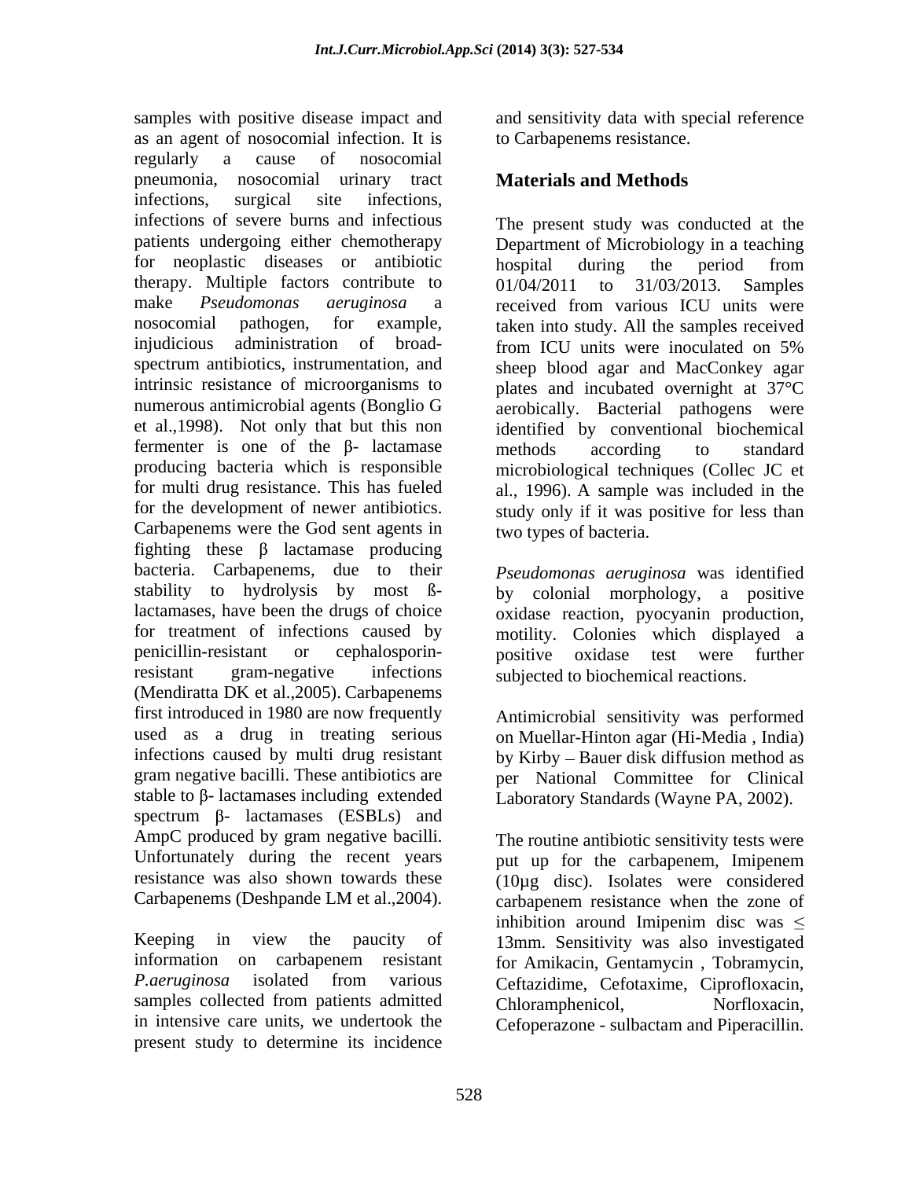samples with positive disease impact and as an agent of nosocomial infection. It is regularly a cause of nosocomial pneumonia, nosocomial urinary tract infections, surgical site infections, infections of severe burns and infectious patients undergoing either chemotherapy for neoplastic diseases or antibiotic therapy. Multiple factors contribute to make *Pseudomonas aeruginosa* a nosocomial pathogen, for example, injudicious administration of broad-spectrum antibiotics, instrumentation, and intrinsic resistance of microorganisms to numerous antimicrobial agents (Bonglio G et al.,1998). Not only that but this non fermenter is one of the β- lactamase producing bacteria which is responsible for multi drug resistance. This has fueled for the development of newer antibiotics. Carbapenems were the God sent agents in fighting these β lactamase producing bacteria. Carbapenems, due to their stability to hydrolysis by most ß-lactamases, have been the drugs of choice for treatment of infections caused by penicillin-resistant or cephalosporin-resistant gram-negative infections (Mendiratta DK et al.,2005). Carbapenems first introduced in 1980 are now frequently used as a drug in treating serious infections caused by multi drug resistant gram negative bacilli. These antibiotics are stable to β- lactamases including extended spectrum β- lactamases (ESBLs) and AmpC produced by gram negative bacilli. Unfortunately during the recent years resistance was also shown towards these Carbapenems (Deshpande LM et al.,2004).

Keeping in view the paucity of information on carbapenem resistant *P.aeruginosa* isolated from various samples collected from patients admitted in intensive care units, we undertook the present study to determine its incidence and sensitivity data with special reference to Carbapenems resistance.

## Materials and Methods

The present study was conducted at the Department of Microbiology in a teaching hospital during the period from 01/04/2011 to 31/03/2013. Samples received from various ICU units were taken into study. All the samples received from ICU units were inoculated on 5% sheep blood agar and MacConkey agar plates and incubated overnight at 37°C aerobically. Bacterial pathogens were identified by conventional biochemical methods according to standard microbiological techniques (Collec JC et al., 1996). A sample was included in the study only if it was positive for less than two types of bacteria.

*Pseudomonas aeruginosa* was identified by colonial morphology, a positive oxidase reaction, pyocyanin production, motility. Colonies which displayed a positive oxidase test were further subjected to biochemical reactions.

Antimicrobial sensitivity was performed on Muellar-Hinton agar (Hi-Media , India) by Kirby – Bauer disk diffusion method as per National Committee for Clinical Laboratory Standards (Wayne PA, 2002).

The routine antibiotic sensitivity tests were put up for the carbapenem, Imipenem (10µg disc). Isolates were considered carbapenem resistance when the zone of inhibition around Imipenim disc was ≤ 13mm. Sensitivity was also investigated for Amikacin, Gentamycin , Tobramycin, Ceftazidime, Cefotaxime, Ciprofloxacin, Chloramphenicol, Norfloxacin, Cefoperazone - sulbactam and Piperacillin.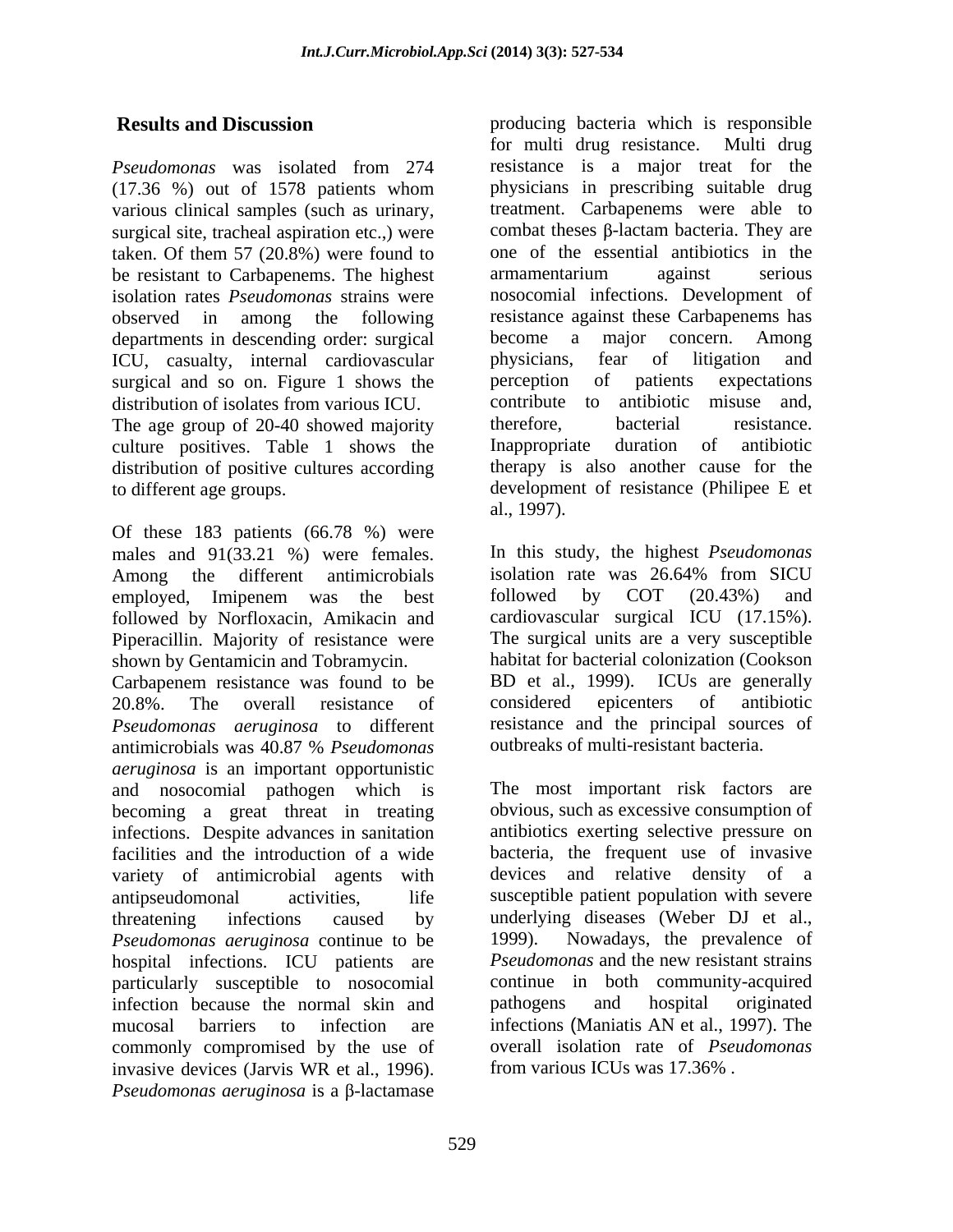## Results and Discussion

*Pseudomonas* was isolated from 274 (17.36 %) out of 1578 patients whom various clinical samples (such as urinary, surgical site, tracheal aspiration etc.,) were taken. Of them 57 (20.8%) were found to be resistant to Carbapenems. The highest isolation rates *Pseudomonas* strains were observed in among the following departments in descending order: surgical ICU, casualty, internal cardiovascular surgical and so on. Figure 1 shows the distribution of isolates from various ICU. The age group of 20-40 showed majority culture positives. Table 1 shows the distribution of positive cultures according to different age groups.

Of these 183 patients (66.78 %) were males and 91(33.21 %) were females. Among the different antimicrobials employed, Imipenem was the best followed by Norfloxacin, Amikacin and Piperacillin. Majority of resistance were shown by Gentamicin and Tobramycin. Carbapenem resistance was found to be 20.8%. The overall resistance of *Pseudomonas aeruginosa* to different antimicrobials was 40.87 % *Pseudomonas aeruginosa* is an important opportunistic and nosocomial pathogen which is becoming a great threat in treating infections. Despite advances in sanitation facilities and the introduction of a wide variety of antimicrobial agents with antipseudomonal activities, life threatening infections caused by *Pseudomonas aeruginosa* continue to be hospital infections. ICU patients are particularly susceptible to nosocomial infection because the normal skin and mucosal barriers to infection are commonly compromised by the use of invasive devices (Jarvis WR et al., 1996). *Pseudomonas aeruginosa* is a β-lactamase producing bacteria which is responsible for multi drug resistance. Multi drug resistance is a major treat for the physicians in prescribing suitable drug treatment. Carbapenems were able to combat theses β-lactam bacteria. They are one of the essential antibiotics in the armamentarium against serious nosocomial infections. Development of resistance against these Carbapenems has become a major concern. Among physicians, fear of litigation and perception of patients expectations contribute to antibiotic misuse and, therefore, bacterial resistance. Inappropriate duration of antibiotic therapy is also another cause for the development of resistance (Philipee E et al., 1997).

In this study, the highest *Pseudomonas* isolation rate was 26.64% from SICU followed by COT (20.43%) and cardiovascular surgical ICU (17.15%). The surgical units are a very susceptible habitat for bacterial colonization (Cookson BD et al., 1999). ICUs are generally considered epicenters of antibiotic resistance and the principal sources of outbreaks of multi-resistant bacteria.

The most important risk factors are obvious, such as excessive consumption of antibiotics exerting selective pressure on bacteria, the frequent use of invasive devices and relative density of a susceptible patient population with severe underlying diseases (Weber DJ et al., 1999). Nowadays, the prevalence of *Pseudomonas* and the new resistant strains continue in both community-acquired pathogens and hospital originated infections (Maniatis AN et al., 1997). The overall isolation rate of *Pseudomonas* from various ICUs was 17.36% .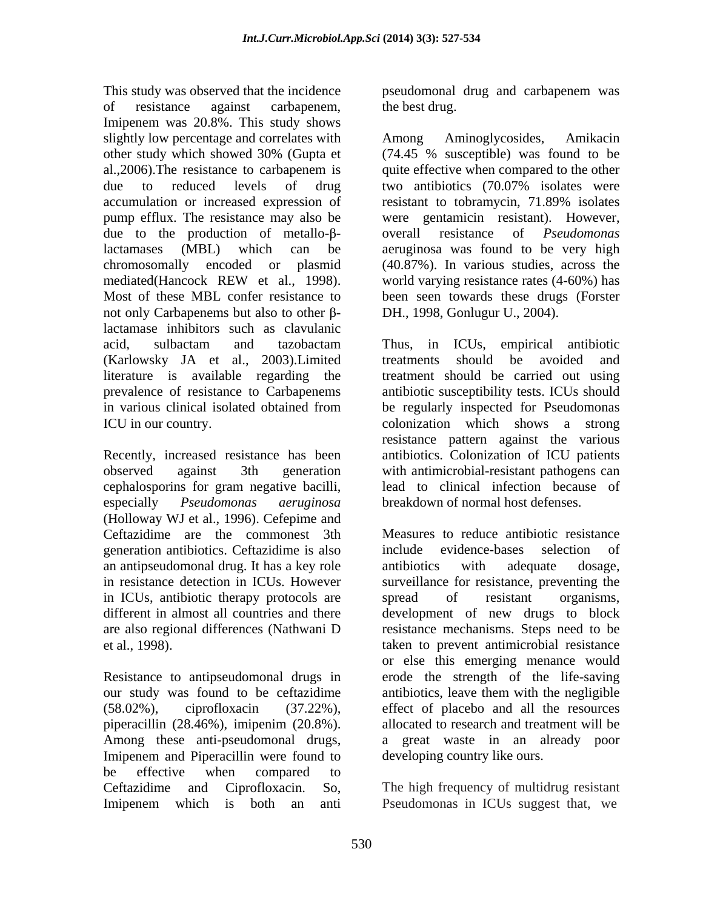This study was observed that the incidence of resistance against carbapenem, Imipenem was 20.8%. This study shows slightly low percentage and correlates with other study which showed 30% (Gupta et al.,2006).The resistance to carbapenem is due to reduced levels of drug accumulation or increased expression of pump efflux. The resistance may also be due to the production of metallo-β-lactamases (MBL) which can be chromosomally encoded or plasmid mediated(Hancock REW et al., 1998). Most of these MBL confer resistance to not only Carbapenems but also to other β-lactamase inhibitors such as clavulanic acid, sulbactam and tazobactam (Karlowsky JA et al., 2003).Limited literature is available regarding the prevalence of resistance to Carbapenems in various clinical isolated obtained from ICU in our country.

Recently, increased resistance has been observed against 3th generation cephalosporins for gram negative bacilli, especially *Pseudomonas aeruginosa* (Holloway WJ et al., 1996). Cefepime and Ceftazidime are the commonest 3th generation antibiotics. Ceftazidime is also an antipseudomonal drug. It has a key role in resistance detection in ICUs. However in ICUs, antibiotic therapy protocols are different in almost all countries and there are also regional differences (Nathwani D et al., 1998).

Resistance to antipseudomonal drugs in our study was found to be ceftazidime (58.02%), ciprofloxacin (37.22%), piperacillin (28.46%), imipenim (20.8%). Among these anti-pseudomonal drugs, Imipenem and Piperacillin were found to be effective when compared to Ceftazidime and Ciprofloxacin. So, Imipenem which is both an anti pseudomonal drug and carbapenem was the best drug.

Among Aminoglycosides, Amikacin (74.45 % susceptible) was found to be quite effective when compared to the other two antibiotics (70.07% isolates were resistant to tobramycin, 71.89% isolates were gentamicin resistant). However, overall resistance of *Pseudomonas* aeruginosa was found to be very high (40.87%). In various studies, across the world varying resistance rates (4-60%) has been seen towards these drugs (Forster DH., 1998, Gonlugur U., 2004).

Thus, in ICUs, empirical antibiotic treatments should be avoided and treatment should be carried out using antibiotic susceptibility tests. ICUs should be regularly inspected for Pseudomonas colonization which shows a strong resistance pattern against the various antibiotics. Colonization of ICU patients with antimicrobial-resistant pathogens can lead to clinical infection because of breakdown of normal host defenses.

Measures to reduce antibiotic resistance include evidence-bases selection of antibiotics with adequate dosage, surveillance for resistance, preventing the spread of resistant organisms, development of new drugs to block resistance mechanisms. Steps need to be taken to prevent antimicrobial resistance or else this emerging menance would erode the strength of the life-saving antibiotics, leave them with the negligible effect of placebo and all the resources allocated to research and treatment will be a great waste in an already poor developing country like ours.

The high frequency of multidrug resistant Pseudomonas in ICUs suggest that, we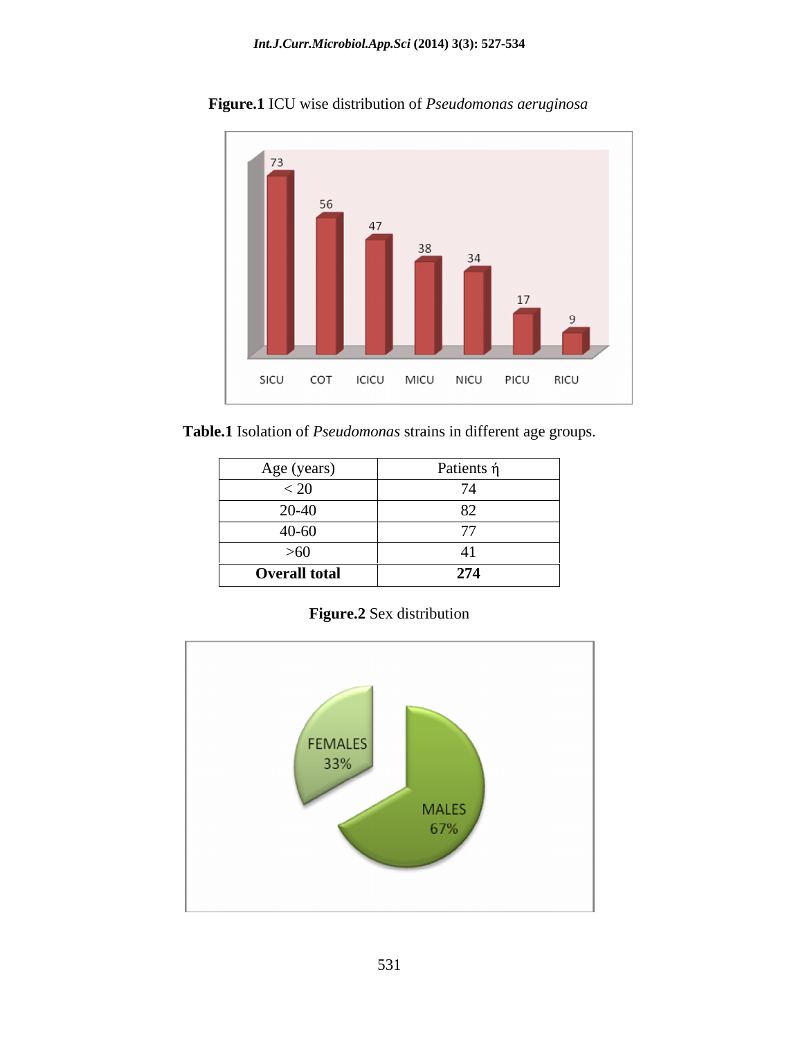**Figure.1** ICU wise distribution of *Pseudomonas aeruginosa*

**Table.1** Isolation of *Pseudomonas* strains in different age groups.

| Age (years) | Patients ή |
|---|---|
| < 20 | 74 |
| 20-40 | 82 |
| 40-60 | 77 |
| >60 | 41 |
| **Overall total** | **274** |

**Figure.2** Sex distribution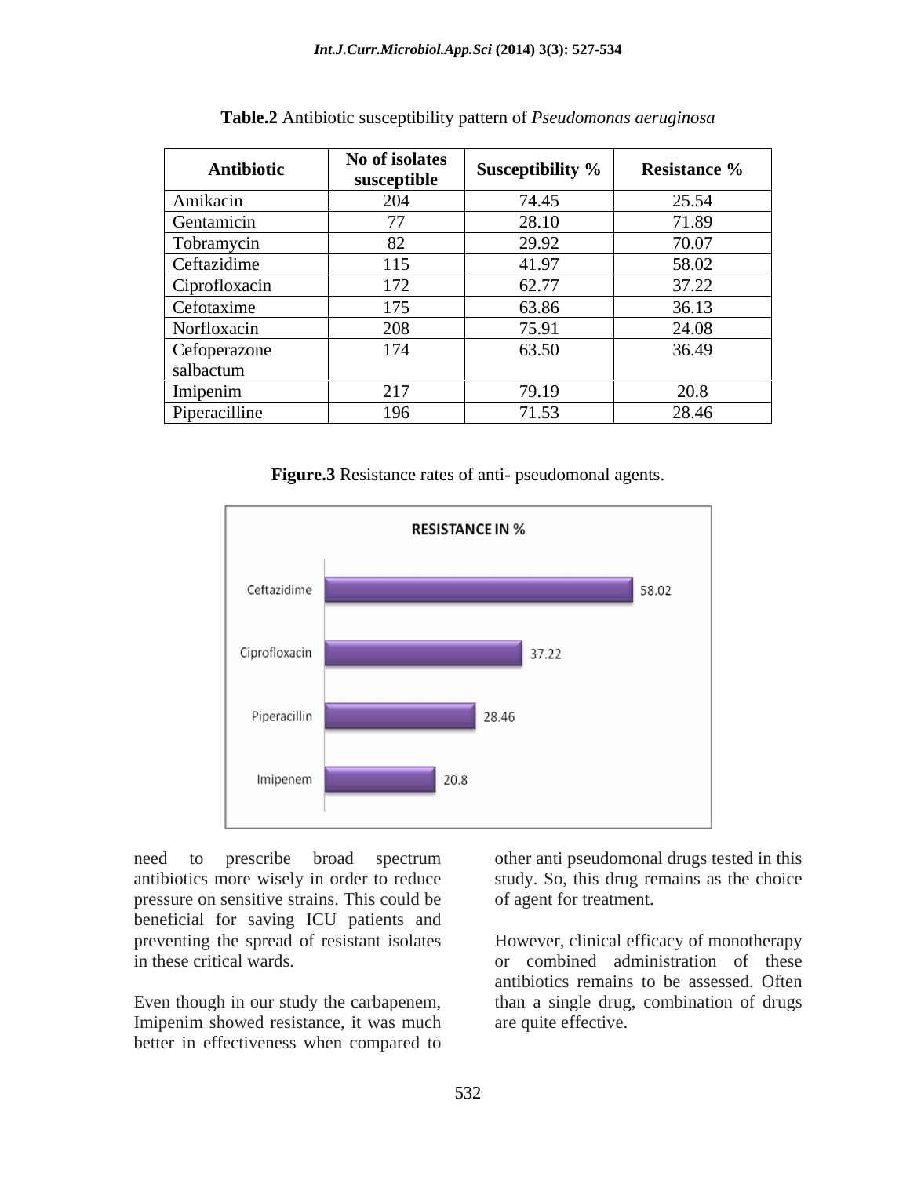**Table.2** Antibiotic susceptibility pattern of *Pseudomonas aeruginosa*

| Antibiotic | No of isolates susceptible | Susceptibility % | Resistance % |
|---|---|---|---|
| Amikacin | 204 | 74.45 | 25.54 |
| Gentamicin | 77 | 28.10 | 71.89 |
| Tobramycin | 82 | 29.92 | 70.07 |
| Ceftazidime | 115 | 41.97 | 58.02 |
| Ciprofloxacin | 172 | 62.77 | 37.22 |
| Cefotaxime | 175 | 63.86 | 36.13 |
| Norfloxacin | 208 | 75.91 | 24.08 |
| Cefoperazone salbactum | 174 | 63.50 | 36.49 |
| Imipenim | 217 | 79.19 | 20.8 |
| Piperacilline | 196 | 71.53 | 28.46 |

**Figure.3** Resistance rates of anti- pseudomonal agents.

need to prescribe broad spectrum antibiotics more wisely in order to reduce pressure on sensitive strains. This could be beneficial for saving ICU patients and preventing the spread of resistant isolates in these critical wards.

Even though in our study the carbapenem, Imipenim showed resistance, it was much better in effectiveness when compared to other anti pseudomonal drugs tested in this study. So, this drug remains as the choice of agent for treatment.

However, clinical efficacy of monotherapy or combined administration of these antibiotics remains to be assessed. Often than a single drug, combination of drugs are quite effective.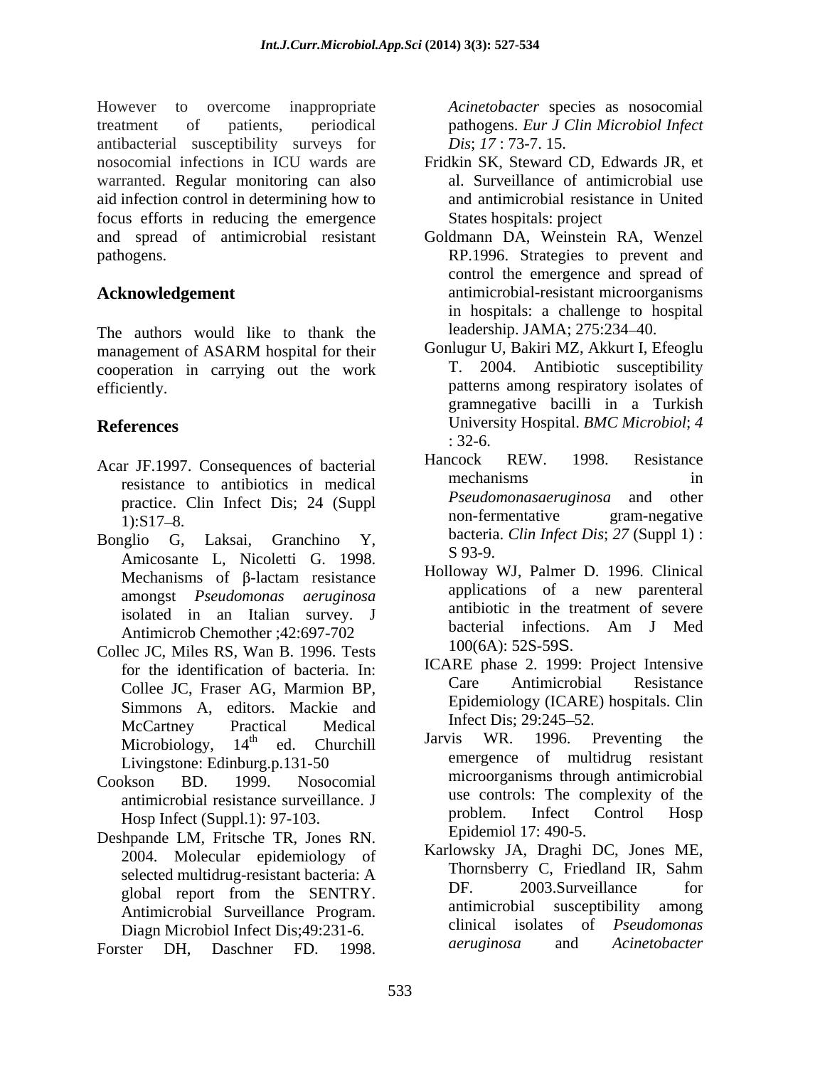However to overcome inappropriate treatment of patients, periodical antibacterial susceptibility surveys for nosocomial infections in ICU wards are warranted. Regular monitoring can also aid infection control in determining how to focus efforts in reducing the emergence and spread of antimicrobial resistant pathogens.

## Acknowledgement

The authors would like to thank the management of ASARM hospital for their cooperation in carrying out the work efficiently.

## References

Acar JF.1997. Consequences of bacterial resistance to antibiotics in medical practice. Clin Infect Dis; 24 (Suppl 1):S17–8.

Bonglio G, Laksai, Granchino Y, Amicosante L, Nicoletti G. 1998. Mechanisms of β-lactam resistance amongst *Pseudomonas aeruginosa* isolated in an Italian survey. J Antimicrob Chemother ;42:697-702

Collec JC, Miles RS, Wan B. 1996. Tests for the identification of bacteria. In: Collee JC, Fraser AG, Marmion BP, Simmons A, editors. Mackie and McCartney Practical Medical Microbiology, 14th ed. Churchill Livingstone: Edinburg.p.131-50

Cookson BD. 1999. Nosocomial antimicrobial resistance surveillance. J Hosp Infect (Suppl.1): 97-103.

Deshpande LM, Fritsche TR, Jones RN. 2004. Molecular epidemiology of selected multidrug-resistant bacteria: A global report from the SENTRY. Antimicrobial Surveillance Program. Diagn Microbiol Infect Dis;49:231-6.

Forster DH, Daschner FD. 1998. *Acinetobacter* species as nosocomial pathogens. *Eur J Clin Microbiol Infect Dis*; *17* : 73-7. 15.

Fridkin SK, Steward CD, Edwards JR, et al. Surveillance of antimicrobial use and antimicrobial resistance in United States hospitals: project

Goldmann DA, Weinstein RA, Wenzel RP.1996. Strategies to prevent and control the emergence and spread of antimicrobial-resistant microorganisms in hospitals: a challenge to hospital leadership. JAMA; 275:234–40.

Gonlugur U, Bakiri MZ, Akkurt I, Efeoglu T. 2004. Antibiotic susceptibility patterns among respiratory isolates of gramnegative bacilli in a Turkish University Hospital. *BMC Microbiol*; *4* : 32-6.

Hancock REW. 1998. Resistance mechanisms in *Pseudomonasaeruginosa* and other non-fermentative gram-negative bacteria. *Clin Infect Dis*; *27* (Suppl 1) : S 93-9.

Holloway WJ, Palmer D. 1996. Clinical applications of a new parenteral antibiotic in the treatment of severe bacterial infections. Am J Med 100(6A): 52S-59S.

ICARE phase 2. 1999: Project Intensive Care Antimicrobial Resistance Epidemiology (ICARE) hospitals. Clin Infect Dis; 29:245–52.

Jarvis WR. 1996. Preventing the emergence of multidrug resistant microorganisms through antimicrobial use controls: The complexity of the problem. Infect Control Hosp Epidemiol 17: 490-5.

Karlowsky JA, Draghi DC, Jones ME, Thornsberry C, Friedland IR, Sahm DF. 2003.Surveillance for antimicrobial susceptibility among clinical isolates of *Pseudomonas aeruginosa* and *Acinetobacter*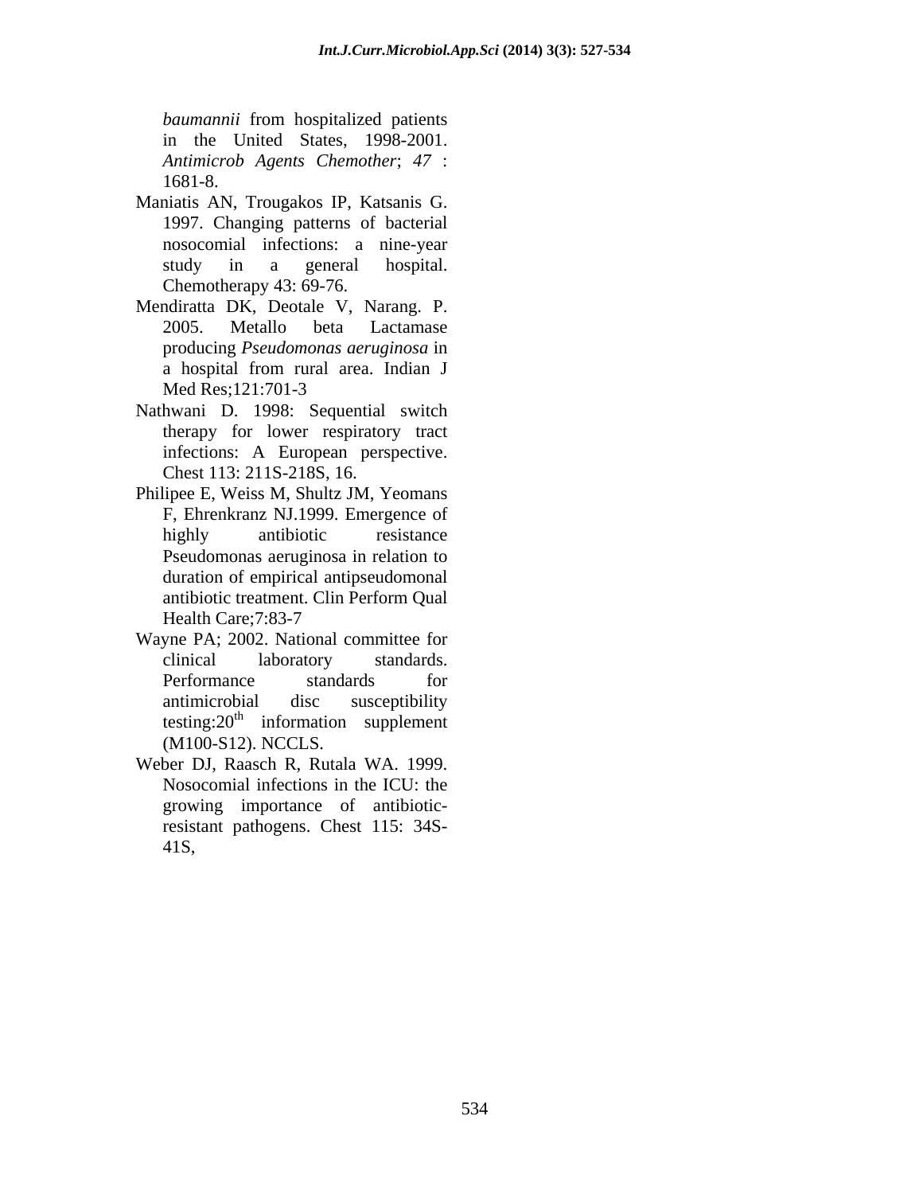*baumannii* from hospitalized patients in the United States, 1998-2001. *Antimicrob Agents Chemother*; *47* : 1681-8.

Maniatis AN, Trougakos IP, Katsanis G. 1997. Changing patterns of bacterial nosocomial infections: a nine-year study in a general hospital. Chemotherapy 43: 69-76.

Mendiratta DK, Deotale V, Narang. P. 2005. Metallo beta Lactamase producing *Pseudomonas aeruginosa* in a hospital from rural area. Indian J Med Res;121:701-3

Nathwani D. 1998: Sequential switch therapy for lower respiratory tract infections: A European perspective. Chest 113: 211S-218S, 16.

Philipee E, Weiss M, Shultz JM, Yeomans F, Ehrenkranz NJ.1999. Emergence of highly antibiotic resistance Pseudomonas aeruginosa in relation to duration of empirical antipseudomonal antibiotic treatment. Clin Perform Qual Health Care;7:83-7

Wayne PA; 2002. National committee for clinical laboratory standards. Performance standards for antimicrobial disc susceptibility testing:20$^{th}$ information supplement (M100-S12). NCCLS.

Weber DJ, Raasch R, Rutala WA. 1999. Nosocomial infections in the ICU: the growing importance of antibiotic-resistant pathogens. Chest 115: 34S-41S,